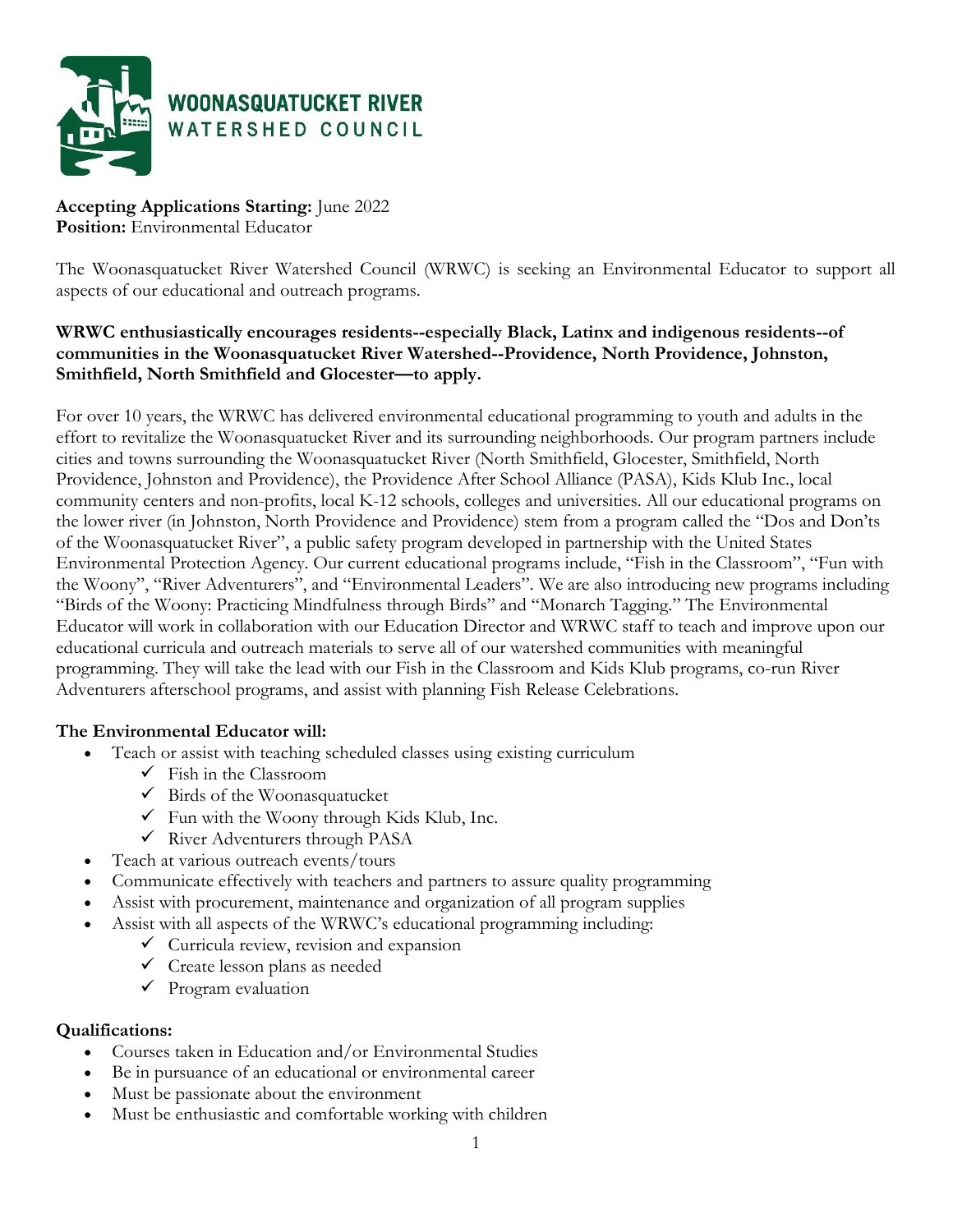**WOONASQUATUCKET RIVER WATERSHED COUNCIL**

**Accepting Applications Starting:** June 2022
**Position:** Environmental Educator

The Woonasquatucket River Watershed Council (WRWC) is seeking an Environmental Educator to support all aspects of our educational and outreach programs.

**WRWC enthusiastically encourages residents--especially Black, Latinx and indigenous residents--of communities in the Woonasquatucket River Watershed--Providence, North Providence, Johnston, Smithfield, North Smithfield and Glocester—to apply.**

For over 10 years, the WRWC has delivered environmental educational programming to youth and adults in the effort to revitalize the Woonasquatucket River and its surrounding neighborhoods. Our program partners include cities and towns surrounding the Woonasquatucket River (North Smithfield, Glocester, Smithfield, North Providence, Johnston and Providence), the Providence After School Alliance (PASA), Kids Klub Inc., local community centers and non-profits, local K-12 schools, colleges and universities. All our educational programs on the lower river (in Johnston, North Providence and Providence) stem from a program called the "Dos and Don'ts of the Woonasquatucket River", a public safety program developed in partnership with the United States Environmental Protection Agency. Our current educational programs include, "Fish in the Classroom", "Fun with the Woony", "River Adventurers", and "Environmental Leaders". We are also introducing new programs including "Birds of the Woony: Practicing Mindfulness through Birds" and "Monarch Tagging." The Environmental Educator will work in collaboration with our Education Director and WRWC staff to teach and improve upon our educational curricula and outreach materials to serve all of our watershed communities with meaningful programming. They will take the lead with our Fish in the Classroom and Kids Klub programs, co-run River Adventurers afterschool programs, and assist with planning Fish Release Celebrations.

**The Environmental Educator will:**

- Teach or assist with teaching scheduled classes using existing curriculum
  - ✓ Fish in the Classroom
  - ✓ Birds of the Woonasquatucket
  - ✓ Fun with the Woony through Kids Klub, Inc.
  - ✓ River Adventurers through PASA
- Teach at various outreach events/tours
- Communicate effectively with teachers and partners to assure quality programming
- Assist with procurement, maintenance and organization of all program supplies
- Assist with all aspects of the WRWC's educational programming including:
  - ✓ Curricula review, revision and expansion
  - ✓ Create lesson plans as needed
  - ✓ Program evaluation

**Qualifications:**

- Courses taken in Education and/or Environmental Studies
- Be in pursuance of an educational or environmental career
- Must be passionate about the environment
- Must be enthusiastic and comfortable working with children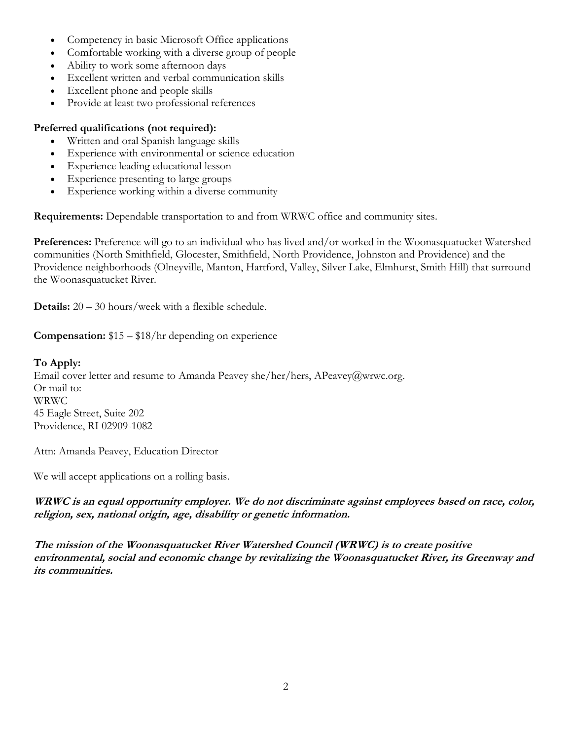- Competency in basic Microsoft Office applications
- Comfortable working with a diverse group of people
- Ability to work some afternoon days
- Excellent written and verbal communication skills
- Excellent phone and people skills
- Provide at least two professional references

**Preferred qualifications (not required):**

- Written and oral Spanish language skills
- Experience with environmental or science education
- Experience leading educational lesson
- Experience presenting to large groups
- Experience working within a diverse community

**Requirements:** Dependable transportation to and from WRWC office and community sites.

**Preferences:** Preference will go to an individual who has lived and/or worked in the Woonasquatucket Watershed communities (North Smithfield, Glocester, Smithfield, North Providence, Johnston and Providence) and the Providence neighborhoods (Olneyville, Manton, Hartford, Valley, Silver Lake, Elmhurst, Smith Hill) that surround the Woonasquatucket River.

**Details:** 20 – 30 hours/week with a flexible schedule.

**Compensation:** $15 – $18/hr depending on experience

**To Apply:**
Email cover letter and resume to Amanda Peavey she/her/hers, APeavey@wrwc.org.
Or mail to:
WRWC
45 Eagle Street, Suite 202
Providence, RI 02909-1082

Attn: Amanda Peavey, Education Director

We will accept applications on a rolling basis.

***WRWC is an equal opportunity employer. We do not discriminate against employees based on race, color, religion, sex, national origin, age, disability or genetic information.***

***The mission of the Woonasquatucket River Watershed Council (WRWC) is to create positive environmental, social and economic change by revitalizing the Woonasquatucket River, its Greenway and its communities.***